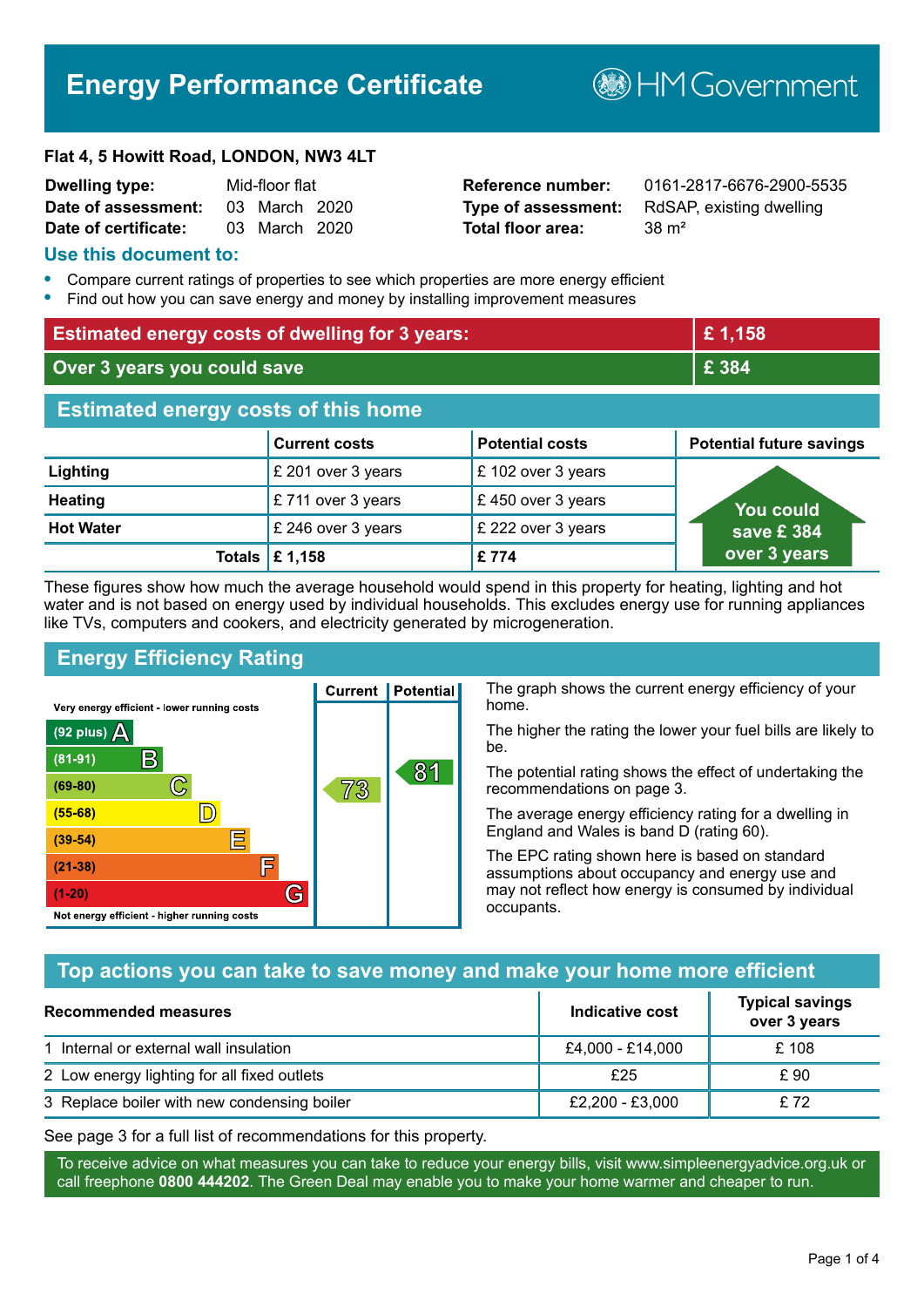# Energy Performance Certificate

HM Government

**Flat 4, 5 Howitt Road, LONDON, NW3 4LT**

| | | | |
|---|---|---|---|
| **Dwelling type:** | Mid-floor flat | **Reference number:** | 0161-2817-6676-2900-5535 |
| **Date of assessment:** | 03 March 2020 | **Type of assessment:** | RdSAP, existing dwelling |
| **Date of certificate:** | 03 March 2020 | **Total floor area:** | 38 m² |

## Use this document to:

- Compare current ratings of properties to see which properties are more energy efficient
- Find out how you can save energy and money by installing improvement measures

| | |
|---|---|
| **Estimated energy costs of dwelling for 3 years:** | **£ 1,158** |
| **Over 3 years you could save** | **£ 384** |

## Estimated energy costs of this home

| | Current costs | Potential costs | Potential future savings |
|---|---|---|---|
| **Lighting** | £ 201 over 3 years | £ 102 over 3 years | You could save £ 384 over 3 years |
| **Heating** | £ 711 over 3 years | £ 450 over 3 years | |
| **Hot Water** | £ 246 over 3 years | £ 222 over 3 years | |
| **Totals** | **£ 1,158** | **£ 774** | |

These figures show how much the average household would spend in this property for heating, lighting and hot water and is not based on energy used by individual households. This excludes energy use for running appliances like TVs, computers and cookers, and electricity generated by microgeneration.

## Energy Efficiency Rating

| Rating | Current | Potential |
|---|---|---|
| Very energy efficient - lower running costs | | |
| (92 plus) A | | |
| (81-91) B | | 81 |
| (69-80) C | 73 | |
| (55-68) D | | |
| (39-54) E | | |
| (21-38) F | | |
| (1-20) G | | |
| Not energy efficient - higher running costs | | |

The graph shows the current energy efficiency of your home.

The higher the rating the lower your fuel bills are likely to be.

The potential rating shows the effect of undertaking the recommendations on page 3.

The average energy efficiency rating for a dwelling in England and Wales is band D (rating 60).

The EPC rating shown here is based on standard assumptions about occupancy and energy use and may not reflect how energy is consumed by individual occupants.

## Top actions you can take to save money and make your home more efficient

| Recommended measures | Indicative cost | Typical savings over 3 years |
|---|---|---|
| 1 Internal or external wall insulation | £4,000 - £14,000 | £ 108 |
| 2 Low energy lighting for all fixed outlets | £25 | £ 90 |
| 3 Replace boiler with new condensing boiler | £2,200 - £3,000 | £ 72 |

See page 3 for a full list of recommendations for this property.

To receive advice on what measures you can take to reduce your energy bills, visit www.simpleenergyadvice.org.uk or call freephone **0800 444202**. The Green Deal may enable you to make your home warmer and cheaper to run.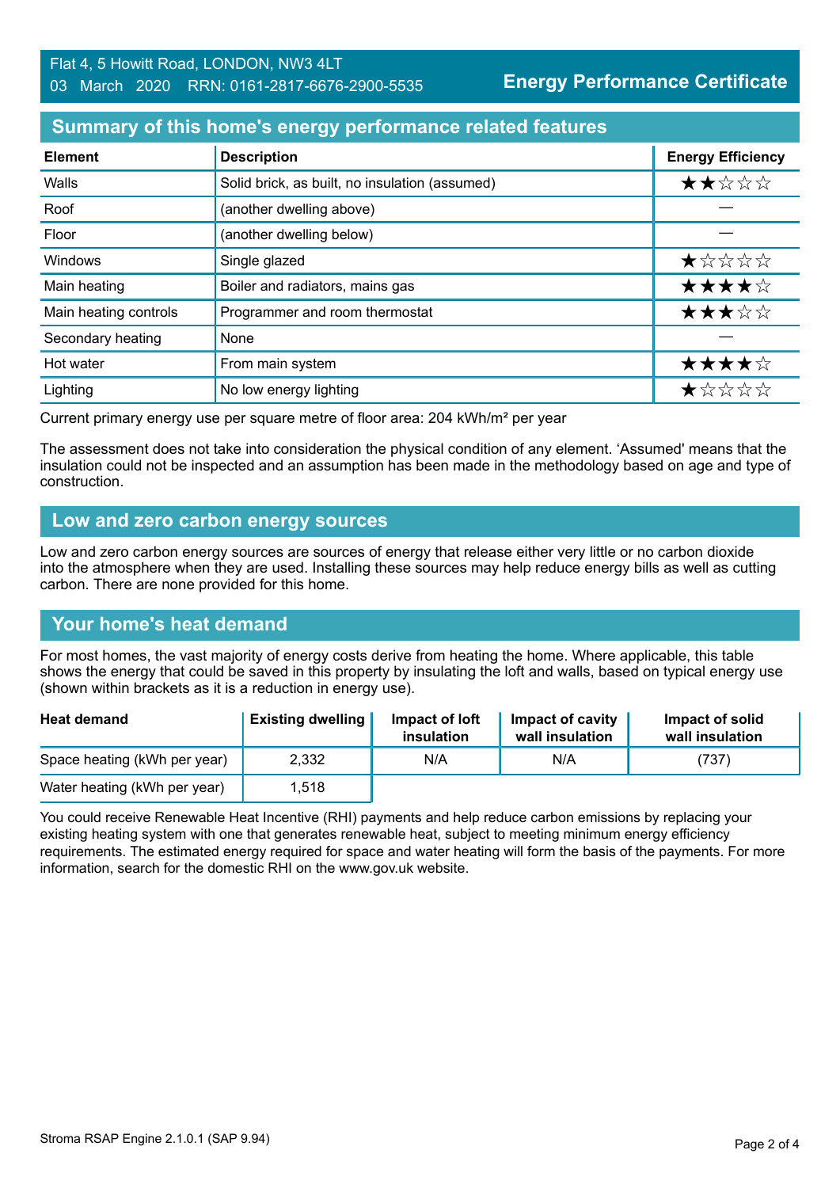Flat 4, 5 Howitt Road, LONDON, NW3 4LT
03 March 2020 RRN: 0161-2817-6676-2900-5535

**Energy Performance Certificate**

## Summary of this home's energy performance related features

| Element | Description | Energy Efficiency |
|---|---|---|
| Walls | Solid brick, as built, no insulation (assumed) | ★★☆☆☆ |
| Roof | (another dwelling above) | — |
| Floor | (another dwelling below) | — |
| Windows | Single glazed | ★☆☆☆☆ |
| Main heating | Boiler and radiators, mains gas | ★★★★☆ |
| Main heating controls | Programmer and room thermostat | ★★★☆☆ |
| Secondary heating | None | — |
| Hot water | From main system | ★★★★☆ |
| Lighting | No low energy lighting | ★☆☆☆☆ |

Current primary energy use per square metre of floor area: 204 kWh/m² per year

The assessment does not take into consideration the physical condition of any element. 'Assumed' means that the insulation could not be inspected and an assumption has been made in the methodology based on age and type of construction.

## Low and zero carbon energy sources

Low and zero carbon energy sources are sources of energy that release either very little or no carbon dioxide into the atmosphere when they are used. Installing these sources may help reduce energy bills as well as cutting carbon. There are none provided for this home.

## Your home's heat demand

For most homes, the vast majority of energy costs derive from heating the home. Where applicable, this table shows the energy that could be saved in this property by insulating the loft and walls, based on typical energy use (shown within brackets as it is a reduction in energy use).

| Heat demand | Existing dwelling | Impact of loft insulation | Impact of cavity wall insulation | Impact of solid wall insulation |
|---|---|---|---|---|
| Space heating (kWh per year) | 2,332 | N/A | N/A | (737) |
| Water heating (kWh per year) | 1,518 | | | |

You could receive Renewable Heat Incentive (RHI) payments and help reduce carbon emissions by replacing your existing heating system with one that generates renewable heat, subject to meeting minimum energy efficiency requirements. The estimated energy required for space and water heating will form the basis of the payments. For more information, search for the domestic RHI on the www.gov.uk website.

Stroma RSAP Engine 2.1.0.1 (SAP 9.94)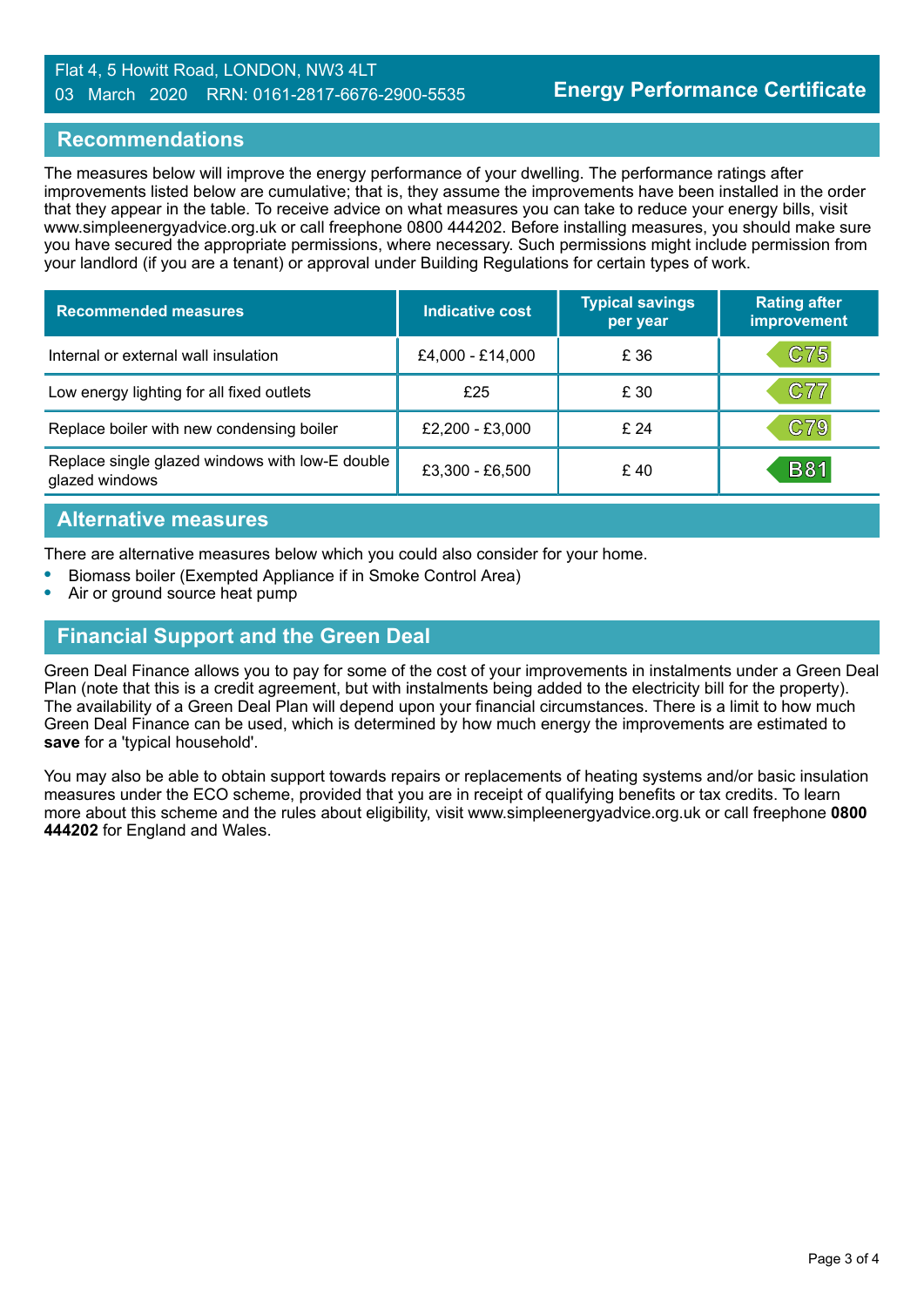Flat 4, 5 Howitt Road, LONDON, NW3 4LT
03 March 2020 RRN: 0161-2817-6676-2900-5535

**Energy Performance Certificate**

## Recommendations

The measures below will improve the energy performance of your dwelling. The performance ratings after improvements listed below are cumulative; that is, they assume the improvements have been installed in the order that they appear in the table. To receive advice on what measures you can take to reduce your energy bills, visit www.simpleenergyadvice.org.uk or call freephone 0800 444202. Before installing measures, you should make sure you have secured the appropriate permissions, where necessary. Such permissions might include permission from your landlord (if you are a tenant) or approval under Building Regulations for certain types of work.

| Recommended measures | Indicative cost | Typical savings per year | Rating after improvement |
|---|---|---|---|
| Internal or external wall insulation | £4,000 - £14,000 | £ 36 | C75 |
| Low energy lighting for all fixed outlets | £25 | £ 30 | C77 |
| Replace boiler with new condensing boiler | £2,200 - £3,000 | £ 24 | C79 |
| Replace single glazed windows with low-E double glazed windows | £3,300 - £6,500 | £ 40 | B81 |

## Alternative measures

There are alternative measures below which you could also consider for your home.

- Biomass boiler (Exempted Appliance if in Smoke Control Area)
- Air or ground source heat pump

## Financial Support and the Green Deal

Green Deal Finance allows you to pay for some of the cost of your improvements in instalments under a Green Deal Plan (note that this is a credit agreement, but with instalments being added to the electricity bill for the property). The availability of a Green Deal Plan will depend upon your financial circumstances. There is a limit to how much Green Deal Finance can be used, which is determined by how much energy the improvements are estimated to **save** for a 'typical household'.

You may also be able to obtain support towards repairs or replacements of heating systems and/or basic insulation measures under the ECO scheme, provided that you are in receipt of qualifying benefits or tax credits. To learn more about this scheme and the rules about eligibility, visit www.simpleenergyadvice.org.uk or call freephone **0800 444202** for England and Wales.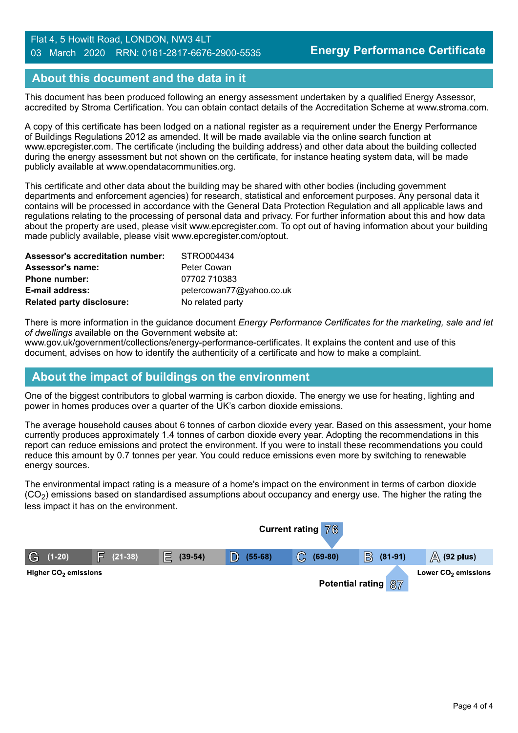Flat 4, 5 Howitt Road, LONDON, NW3 4LT
03 March 2020 RRN: 0161-2817-6676-2900-5535

**Energy Performance Certificate**

## About this document and the data in it

This document has been produced following an energy assessment undertaken by a qualified Energy Assessor, accredited by Stroma Certification. You can obtain contact details of the Accreditation Scheme at www.stroma.com.

A copy of this certificate has been lodged on a national register as a requirement under the Energy Performance of Buildings Regulations 2012 as amended. It will be made available via the online search function at www.epcregister.com. The certificate (including the building address) and other data about the building collected during the energy assessment but not shown on the certificate, for instance heating system data, will be made publicly available at www.opendatacommunities.org.

This certificate and other data about the building may be shared with other bodies (including government departments and enforcement agencies) for research, statistical and enforcement purposes. Any personal data it contains will be processed in accordance with the General Data Protection Regulation and all applicable laws and regulations relating to the processing of personal data and privacy. For further information about this and how data about the property are used, please visit www.epcregister.com. To opt out of having information about your building made publicly available, please visit www.epcregister.com/optout.

| | |
|---|---|
| **Assessor's accreditation number:** | STRO004434 |
| **Assessor's name:** | Peter Cowan |
| **Phone number:** | 07702 710383 |
| **E-mail address:** | petercowan77@yahoo.co.uk |
| **Related party disclosure:** | No related party |

There is more information in the guidance document *Energy Performance Certificates for the marketing, sale and let of dwellings* available on the Government website at: www.gov.uk/government/collections/energy-performance-certificates. It explains the content and use of this document, advises on how to identify the authenticity of a certificate and how to make a complaint.

## About the impact of buildings on the environment

One of the biggest contributors to global warming is carbon dioxide. The energy we use for heating, lighting and power in homes produces over a quarter of the UK's carbon dioxide emissions.

The average household causes about 6 tonnes of carbon dioxide every year. Based on this assessment, your home currently produces approximately 1.4 tonnes of carbon dioxide every year. Adopting the recommendations in this report can reduce emissions and protect the environment. If you were to install these recommendations you could reduce this amount by 0.7 tonnes per year. You could reduce emissions even more by switching to renewable energy sources.

The environmental impact rating is a measure of a home's impact on the environment in terms of carbon dioxide ($CO_2$) emissions based on standardised assumptions about occupancy and energy use. The higher the rating the less impact it has on the environment.

Current rating 76

G (1-20)
F (21-38)
E (39-54)
D (55-68)
C (69-80)
B (81-91)
A (92 plus)

Higher $CO_2$ emissions
Lower $CO_2$ emissions

Potential rating 87